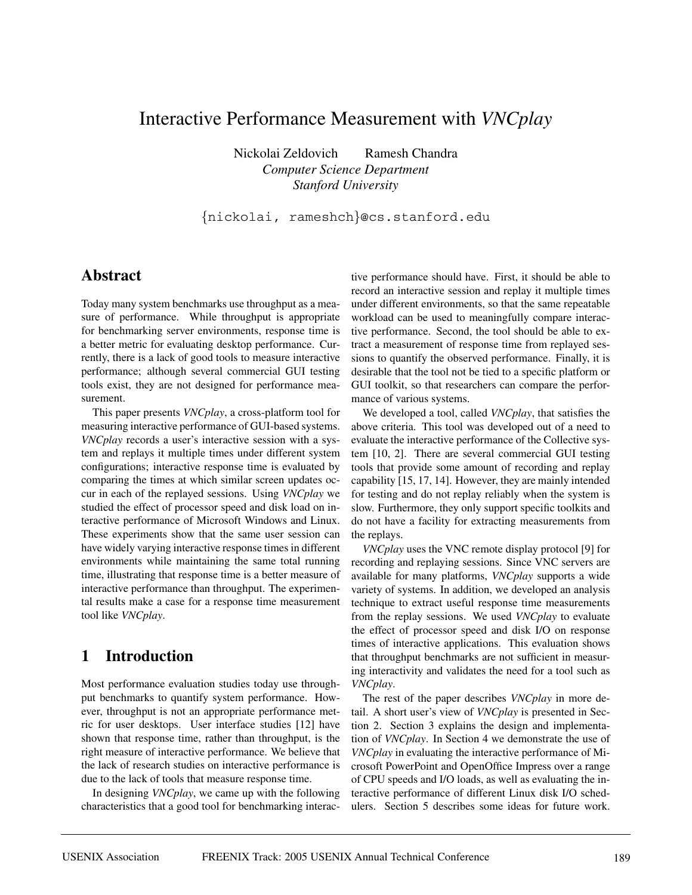# Interactive Performance Measurement with *VNCplay*

Nickolai Zeldovich Ramesh Chandra
*Computer Science Department*
*Stanford University*

{nickolai, rameshch}@cs.stanford.edu

## Abstract

Today many system benchmarks use throughput as a measure of performance. While throughput is appropriate for benchmarking server environments, response time is a better metric for evaluating desktop performance. Currently, there is a lack of good tools to measure interactive performance; although several commercial GUI testing tools exist, they are not designed for performance measurement.

This paper presents *VNCplay*, a cross-platform tool for measuring interactive performance of GUI-based systems. *VNCplay* records a user's interactive session with a system and replays it multiple times under different system configurations; interactive response time is evaluated by comparing the times at which similar screen updates occur in each of the replayed sessions. Using *VNCplay* we studied the effect of processor speed and disk load on interactive performance of Microsoft Windows and Linux. These experiments show that the same user session can have widely varying interactive response times in different environments while maintaining the same total running time, illustrating that response time is a better measure of interactive performance than throughput. The experimental results make a case for a response time measurement tool like *VNCplay*.

## 1 Introduction

Most performance evaluation studies today use throughput benchmarks to quantify system performance. However, throughput is not an appropriate performance metric for user desktops. User interface studies [12] have shown that response time, rather than throughput, is the right measure of interactive performance. We believe that the lack of research studies on interactive performance is due to the lack of tools that measure response time.

In designing *VNCplay*, we came up with the following characteristics that a good tool for benchmarking interactive performance should have. First, it should be able to record an interactive session and replay it multiple times under different environments, so that the same repeatable workload can be used to meaningfully compare interactive performance. Second, the tool should be able to extract a measurement of response time from replayed sessions to quantify the observed performance. Finally, it is desirable that the tool not be tied to a specific platform or GUI toolkit, so that researchers can compare the performance of various systems.

We developed a tool, called *VNCplay*, that satisfies the above criteria. This tool was developed out of a need to evaluate the interactive performance of the Collective system [10, 2]. There are several commercial GUI testing tools that provide some amount of recording and replay capability [15, 17, 14]. However, they are mainly intended for testing and do not replay reliably when the system is slow. Furthermore, they only support specific toolkits and do not have a facility for extracting measurements from the replays.

*VNCplay* uses the VNC remote display protocol [9] for recording and replaying sessions. Since VNC servers are available for many platforms, *VNCplay* supports a wide variety of systems. In addition, we developed an analysis technique to extract useful response time measurements from the replay sessions. We used *VNCplay* to evaluate the effect of processor speed and disk I/O on response times of interactive applications. This evaluation shows that throughput benchmarks are not sufficient in measuring interactivity and validates the need for a tool such as *VNCplay*.

The rest of the paper describes *VNCplay* in more detail. A short user's view of *VNCplay* is presented in Section 2. Section 3 explains the design and implementation of *VNCplay*. In Section 4 we demonstrate the use of *VNCplay* in evaluating the interactive performance of Microsoft PowerPoint and OpenOffice Impress over a range of CPU speeds and I/O loads, as well as evaluating the interactive performance of different Linux disk I/O schedulers. Section 5 describes some ideas for future work.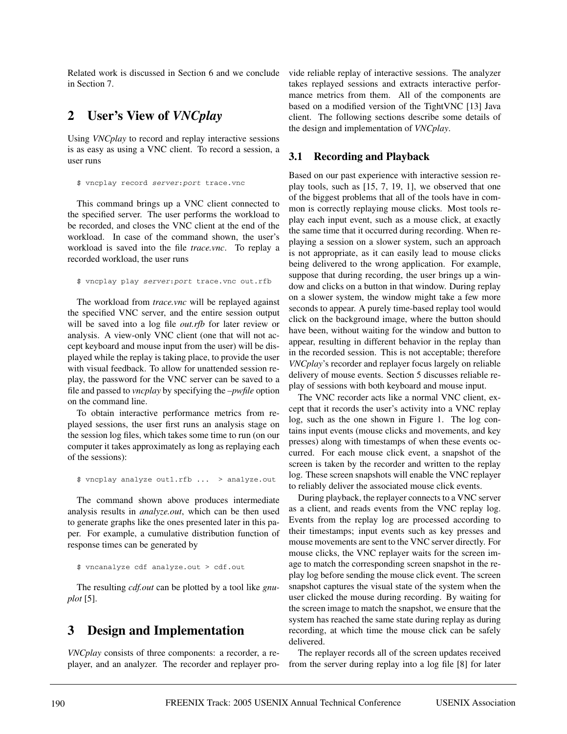Related work is discussed in Section 6 and we conclude in Section 7.

## 2 User's View of *VNCplay*

Using *VNCplay* to record and replay interactive sessions is as easy as using a VNC client. To record a session, a user runs

```
$ vncplay record server:port trace.vnc
```

This command brings up a VNC client connected to the specified server. The user performs the workload to be recorded, and closes the VNC client at the end of the workload. In case of the command shown, the user's workload is saved into the file *trace.vnc*. To replay a recorded workload, the user runs

```
$ vncplay play server:port trace.vnc out.rfb
```

The workload from *trace.vnc* will be replayed against the specified VNC server, and the entire session output will be saved into a log file *out.rfb* for later review or analysis. A view-only VNC client (one that will not accept keyboard and mouse input from the user) will be displayed while the replay is taking place, to provide the user with visual feedback. To allow for unattended session replay, the password for the VNC server can be saved to a file and passed to *vncplay* by specifying the *–pwfile* option on the command line.

To obtain interactive performance metrics from replayed sessions, the user first runs an analysis stage on the session log files, which takes some time to run (on our computer it takes approximately as long as replaying each of the sessions):

```
$ vncplay analyze out1.rfb ...  > analyze.out
```

The command shown above produces intermediate analysis results in *analyze.out*, which can be then used to generate graphs like the ones presented later in this paper. For example, a cumulative distribution function of response times can be generated by

```
$ vncanalyze cdf analyze.out > cdf.out
```

The resulting *cdf.out* can be plotted by a tool like *gnuplot* [5].

## 3 Design and Implementation

*VNCplay* consists of three components: a recorder, a replayer, and an analyzer. The recorder and replayer provide reliable replay of interactive sessions. The analyzer takes replayed sessions and extracts interactive performance metrics from them. All of the components are based on a modified version of the TightVNC [13] Java client. The following sections describe some details of the design and implementation of *VNCplay*.

### 3.1 Recording and Playback

Based on our past experience with interactive session replay tools, such as [15, 7, 19, 1], we observed that one of the biggest problems that all of the tools have in common is correctly replaying mouse clicks. Most tools replay each input event, such as a mouse click, at exactly the same time that it occurred during recording. When replaying a session on a slower system, such an approach is not appropriate, as it can easily lead to mouse clicks being delivered to the wrong application. For example, suppose that during recording, the user brings up a window and clicks on a button in that window. During replay on a slower system, the window might take a few more seconds to appear. A purely time-based replay tool would click on the background image, where the button should have been, without waiting for the window and button to appear, resulting in different behavior in the replay than in the recorded session. This is not acceptable; therefore *VNCplay*'s recorder and replayer focus largely on reliable delivery of mouse events. Section 5 discusses reliable replay of sessions with both keyboard and mouse input.

The VNC recorder acts like a normal VNC client, except that it records the user's activity into a VNC replay log, such as the one shown in Figure 1. The log contains input events (mouse clicks and movements, and key presses) along with timestamps of when these events occurred. For each mouse click event, a snapshot of the screen is taken by the recorder and written to the replay log. These screen snapshots will enable the VNC replayer to reliably deliver the associated mouse click events.

During playback, the replayer connects to a VNC server as a client, and reads events from the VNC replay log. Events from the replay log are processed according to their timestamps; input events such as key presses and mouse movements are sent to the VNC server directly. For mouse clicks, the VNC replayer waits for the screen image to match the corresponding screen snapshot in the replay log before sending the mouse click event. The screen snapshot captures the visual state of the system when the user clicked the mouse during recording. By waiting for the screen image to match the snapshot, we ensure that the system has reached the same state during replay as during recording, at which time the mouse click can be safely delivered.

The replayer records all of the screen updates received from the server during replay into a log file [8] for later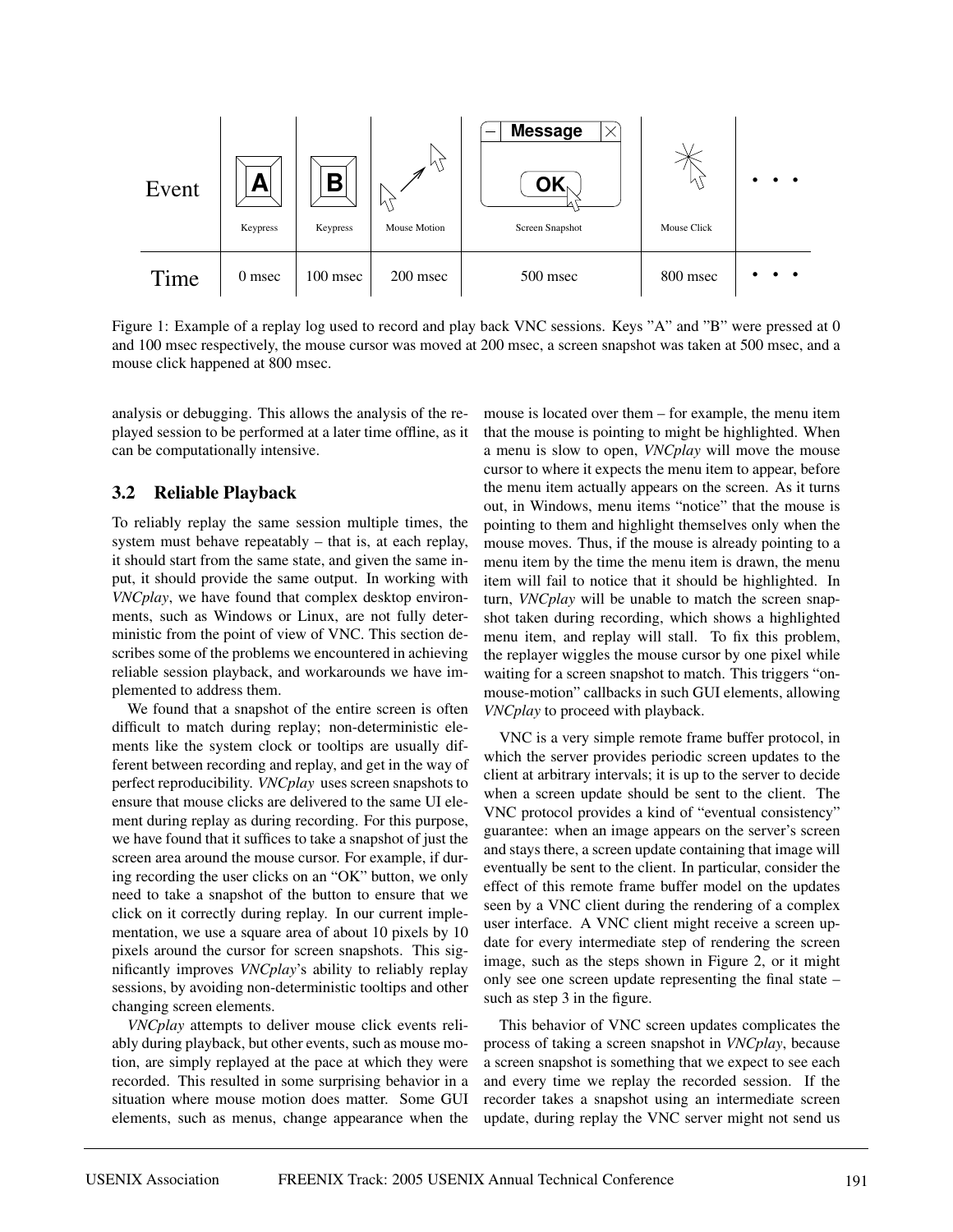| Event | A | B | Mouse Motion | Screen Snapshot | Mouse Click | • • • |
|---|---|---|---|---|---|---|
| | Keypress | Keypress | | | | |
| Time | 0 msec | 100 msec | 200 msec | 500 msec | 800 msec | • • • |

Figure 1: Example of a replay log used to record and play back VNC sessions. Keys "A" and "B" were pressed at 0 and 100 msec respectively, the mouse cursor was moved at 200 msec, a screen snapshot was taken at 500 msec, and a mouse click happened at 800 msec.

analysis or debugging. This allows the analysis of the replayed session to be performed at a later time offline, as it can be computationally intensive.

### 3.2 Reliable Playback

To reliably replay the same session multiple times, the system must behave repeatably – that is, at each replay, it should start from the same state, and given the same input, it should provide the same output. In working with *VNCplay*, we have found that complex desktop environments, such as Windows or Linux, are not fully deterministic from the point of view of VNC. This section describes some of the problems we encountered in achieving reliable session playback, and workarounds we have implemented to address them.

We found that a snapshot of the entire screen is often difficult to match during replay; non-deterministic elements like the system clock or tooltips are usually different between recording and replay, and get in the way of perfect reproducibility. *VNCplay* uses screen snapshots to ensure that mouse clicks are delivered to the same UI element during replay as during recording. For this purpose, we have found that it suffices to take a snapshot of just the screen area around the mouse cursor. For example, if during recording the user clicks on an "OK" button, we only need to take a snapshot of the button to ensure that we click on it correctly during replay. In our current implementation, we use a square area of about 10 pixels by 10 pixels around the cursor for screen snapshots. This significantly improves *VNCplay*'s ability to reliably replay sessions, by avoiding non-deterministic tooltips and other changing screen elements.

*VNCplay* attempts to deliver mouse click events reliably during playback, but other events, such as mouse motion, are simply replayed at the pace at which they were recorded. This resulted in some surprising behavior in a situation where mouse motion does matter. Some GUI elements, such as menus, change appearance when the mouse is located over them – for example, the menu item that the mouse is pointing to might be highlighted. When a menu is slow to open, *VNCplay* will move the mouse cursor to where it expects the menu item to appear, before the menu item actually appears on the screen. As it turns out, in Windows, menu items "notice" that the mouse is pointing to them and highlight themselves only when the mouse moves. Thus, if the mouse is already pointing to a menu item by the time the menu item is drawn, the menu item will fail to notice that it should be highlighted. In turn, *VNCplay* will be unable to match the screen snapshot taken during recording, which shows a highlighted menu item, and replay will stall. To fix this problem, the replayer wiggles the mouse cursor by one pixel while waiting for a screen snapshot to match. This triggers "on-mouse-motion" callbacks in such GUI elements, allowing *VNCplay* to proceed with playback.

VNC is a very simple remote frame buffer protocol, in which the server provides periodic screen updates to the client at arbitrary intervals; it is up to the server to decide when a screen update should be sent to the client. The VNC protocol provides a kind of "eventual consistency" guarantee: when an image appears on the server's screen and stays there, a screen update containing that image will eventually be sent to the client. In particular, consider the effect of this remote frame buffer model on the updates seen by a VNC client during the rendering of a complex user interface. A VNC client might receive a screen update for every intermediate step of rendering the screen image, such as the steps shown in Figure 2, or it might only see one screen update representing the final state – such as step 3 in the figure.

This behavior of VNC screen updates complicates the process of taking a screen snapshot in *VNCplay*, because a screen snapshot is something that we expect to see each and every time we replay the recorded session. If the recorder takes a snapshot using an intermediate screen update, during replay the VNC server might not send us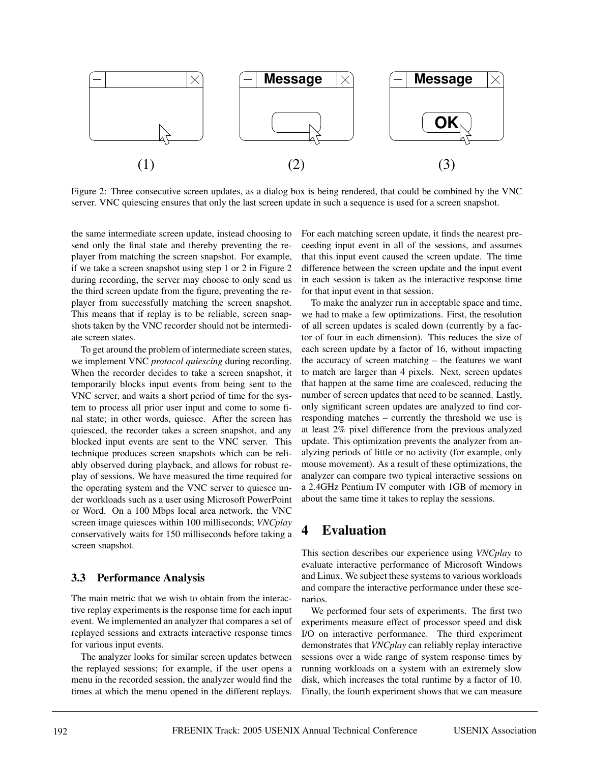Figure 2: Three consecutive screen updates, as a dialog box is being rendered, that could be combined by the VNC server. VNC quiescing ensures that only the last screen update in such a sequence is used for a screen snapshot.

the same intermediate screen update, instead choosing to send only the final state and thereby preventing the replayer from matching the screen snapshot. For example, if we take a screen snapshot using step 1 or 2 in Figure 2 during recording, the server may choose to only send us the third screen update from the figure, preventing the replayer from successfully matching the screen snapshot. This means that if replay is to be reliable, screen snapshots taken by the VNC recorder should not be intermediate screen states.

To get around the problem of intermediate screen states, we implement VNC *protocol quiescing* during recording. When the recorder decides to take a screen snapshot, it temporarily blocks input events from being sent to the VNC server, and waits a short period of time for the system to process all prior user input and come to some final state; in other words, quiesce. After the screen has quiesced, the recorder takes a screen snapshot, and any blocked input events are sent to the VNC server. This technique produces screen snapshots which can be reliably observed during playback, and allows for robust replay of sessions. We have measured the time required for the operating system and the VNC server to quiesce under workloads such as a user using Microsoft PowerPoint or Word. On a 100 Mbps local area network, the VNC screen image quiesces within 100 milliseconds; *VNCplay* conservatively waits for 150 milliseconds before taking a screen snapshot.

### 3.3 Performance Analysis

The main metric that we wish to obtain from the interactive replay experiments is the response time for each input event. We implemented an analyzer that compares a set of replayed sessions and extracts interactive response times for various input events.

The analyzer looks for similar screen updates between the replayed sessions; for example, if the user opens a menu in the recorded session, the analyzer would find the times at which the menu opened in the different replays. For each matching screen update, it finds the nearest preceeding input event in all of the sessions, and assumes that this input event caused the screen update. The time difference between the screen update and the input event in each session is taken as the interactive response time for that input event in that session.

To make the analyzer run in acceptable space and time, we had to make a few optimizations. First, the resolution of all screen updates is scaled down (currently by a factor of four in each dimension). This reduces the size of each screen update by a factor of 16, without impacting the accuracy of screen matching – the features we want to match are larger than 4 pixels. Next, screen updates that happen at the same time are coalesced, reducing the number of screen updates that need to be scanned. Lastly, only significant screen updates are analyzed to find corresponding matches – currently the threshold we use is at least 2% pixel difference from the previous analyzed update. This optimization prevents the analyzer from analyzing periods of little or no activity (for example, only mouse movement). As a result of these optimizations, the analyzer can compare two typical interactive sessions on a 2.4GHz Pentium IV computer with 1GB of memory in about the same time it takes to replay the sessions.

## 4 Evaluation

This section describes our experience using *VNCplay* to evaluate interactive performance of Microsoft Windows and Linux. We subject these systems to various workloads and compare the interactive performance under these scenarios.

We performed four sets of experiments. The first two experiments measure effect of processor speed and disk I/O on interactive performance. The third experiment demonstrates that *VNCplay* can reliably replay interactive sessions over a wide range of system response times by running workloads on a system with an extremely slow disk, which increases the total runtime by a factor of 10. Finally, the fourth experiment shows that we can measure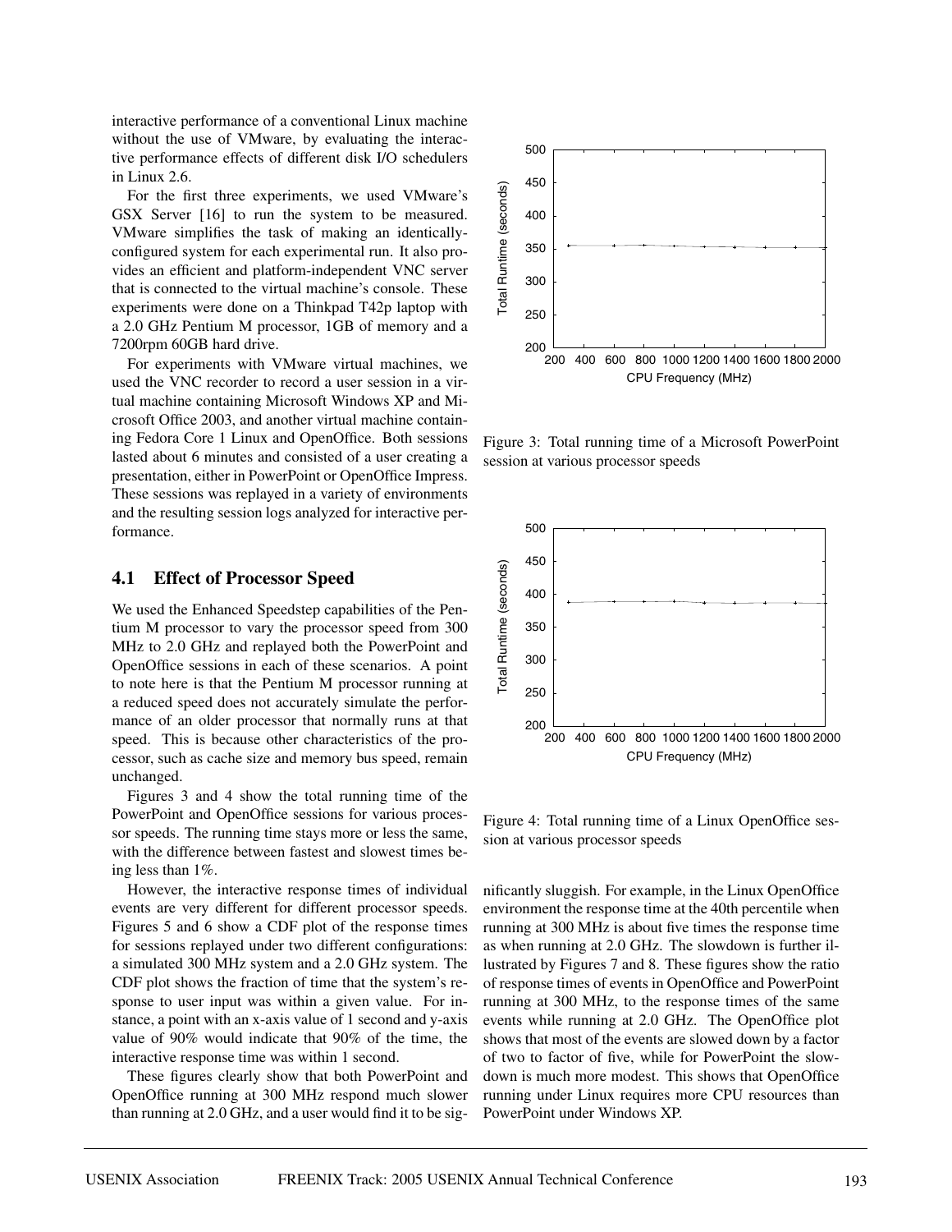interactive performance of a conventional Linux machine without the use of VMware, by evaluating the interactive performance effects of different disk I/O schedulers in Linux 2.6.

For the first three experiments, we used VMware's GSX Server [16] to run the system to be measured. VMware simplifies the task of making an identically-configured system for each experimental run. It also provides an efficient and platform-independent VNC server that is connected to the virtual machine's console. These experiments were done on a Thinkpad T42p laptop with a 2.0 GHz Pentium M processor, 1GB of memory and a 7200rpm 60GB hard drive.

For experiments with VMware virtual machines, we used the VNC recorder to record a user session in a virtual machine containing Microsoft Windows XP and Microsoft Office 2003, and another virtual machine containing Fedora Core 1 Linux and OpenOffice. Both sessions lasted about 6 minutes and consisted of a user creating a presentation, either in PowerPoint or OpenOffice Impress. These sessions was replayed in a variety of environments and the resulting session logs analyzed for interactive performance.

## 4.1 Effect of Processor Speed

We used the Enhanced Speedstep capabilities of the Pentium M processor to vary the processor speed from 300 MHz to 2.0 GHz and replayed both the PowerPoint and OpenOffice sessions in each of these scenarios. A point to note here is that the Pentium M processor running at a reduced speed does not accurately simulate the performance of an older processor that normally runs at that speed. This is because other characteristics of the processor, such as cache size and memory bus speed, remain unchanged.

Figures 3 and 4 show the total running time of the PowerPoint and OpenOffice sessions for various processor speeds. The running time stays more or less the same, with the difference between fastest and slowest times being less than 1%.

However, the interactive response times of individual events are very different for different processor speeds. Figures 5 and 6 show a CDF plot of the response times for sessions replayed under two different configurations: a simulated 300 MHz system and a 2.0 GHz system. The CDF plot shows the fraction of time that the system's response to user input was within a given value. For instance, a point with an x-axis value of 1 second and y-axis value of 90% would indicate that 90% of the time, the interactive response time was within 1 second.

These figures clearly show that both PowerPoint and OpenOffice running at 300 MHz respond much slower than running at 2.0 GHz, and a user would find it to be significantly sluggish. For example, in the Linux OpenOffice environment the response time at the 40th percentile when running at 300 MHz is about five times the response time as when running at 2.0 GHz. The slowdown is further illustrated by Figures 7 and 8. These figures show the ratio of response times of events in OpenOffice and PowerPoint running at 300 MHz, to the response times of the same events while running at 2.0 GHz. The OpenOffice plot shows that most of the events are slowed down by a factor of two to factor of five, while for PowerPoint the slowdown is much more modest. This shows that OpenOffice running under Linux requires more CPU resources than PowerPoint under Windows XP.

Figure 3: Total running time of a Microsoft PowerPoint session at various processor speeds

Figure 4: Total running time of a Linux OpenOffice session at various processor speeds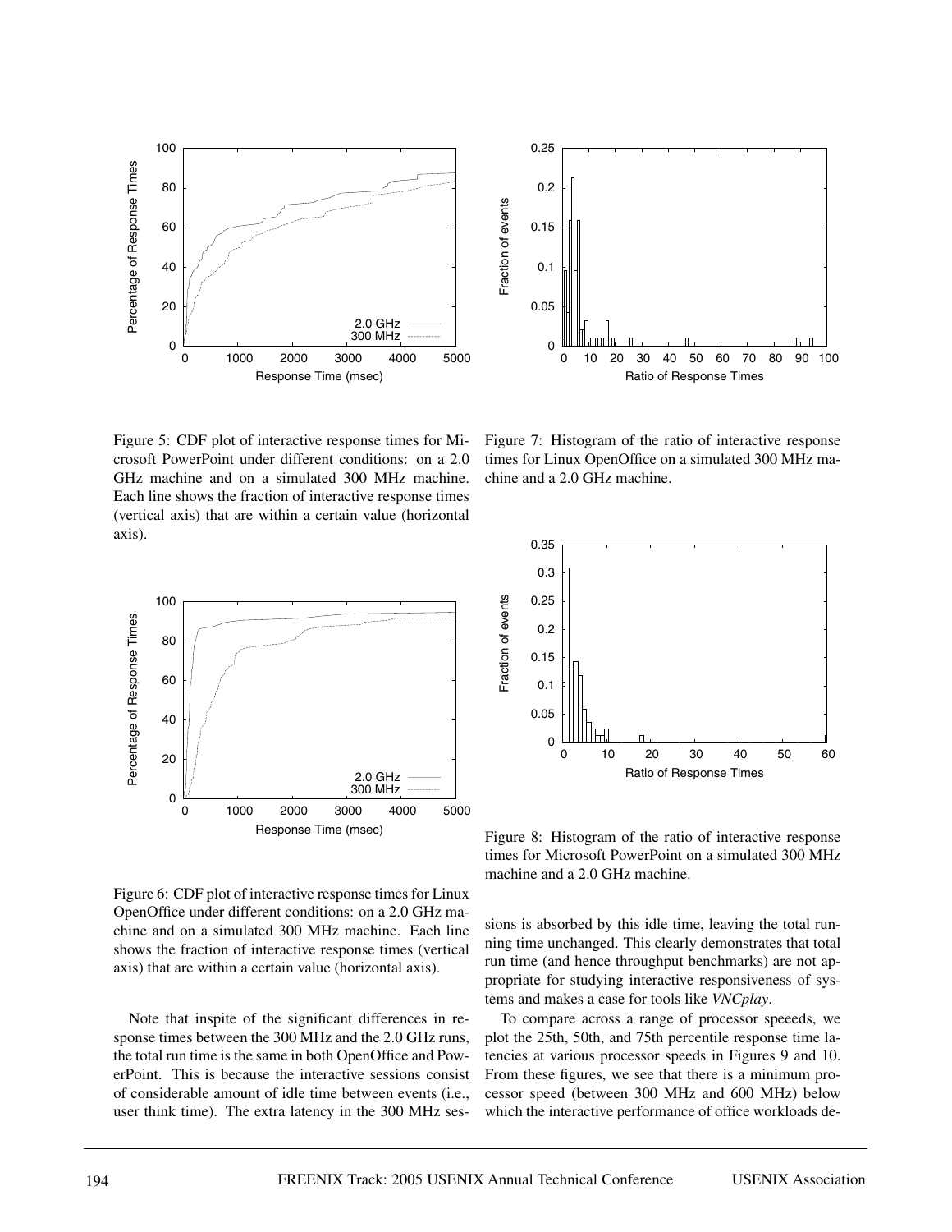Figure 5: CDF plot of interactive response times for Microsoft PowerPoint under different conditions: on a 2.0 GHz machine and on a simulated 300 MHz machine. Each line shows the fraction of interactive response times (vertical axis) that are within a certain value (horizontal axis).

Figure 6: CDF plot of interactive response times for Linux OpenOffice under different conditions: on a 2.0 GHz machine and on a simulated 300 MHz machine. Each line shows the fraction of interactive response times (vertical axis) that are within a certain value (horizontal axis).

Note that inspite of the significant differences in response times between the 300 MHz and the 2.0 GHz runs, the total run time is the same in both OpenOffice and PowerPoint. This is because the interactive sessions consist of considerable amount of idle time between events (i.e., user think time). The extra latency in the 300 MHz sessions is absorbed by this idle time, leaving the total running time unchanged. This clearly demonstrates that total run time (and hence throughput benchmarks) are not appropriate for studying interactive responsiveness of systems and makes a case for tools like *VNCplay*.

Figure 7: Histogram of the ratio of interactive response times for Linux OpenOffice on a simulated 300 MHz machine and a 2.0 GHz machine.

Figure 8: Histogram of the ratio of interactive response times for Microsoft PowerPoint on a simulated 300 MHz machine and a 2.0 GHz machine.

To compare across a range of processor speeeds, we plot the 25th, 50th, and 75th percentile response time latencies at various processor speeds in Figures 9 and 10. From these figures, we see that there is a minimum processor speed (between 300 MHz and 600 MHz) below which the interactive performance of office workloads de-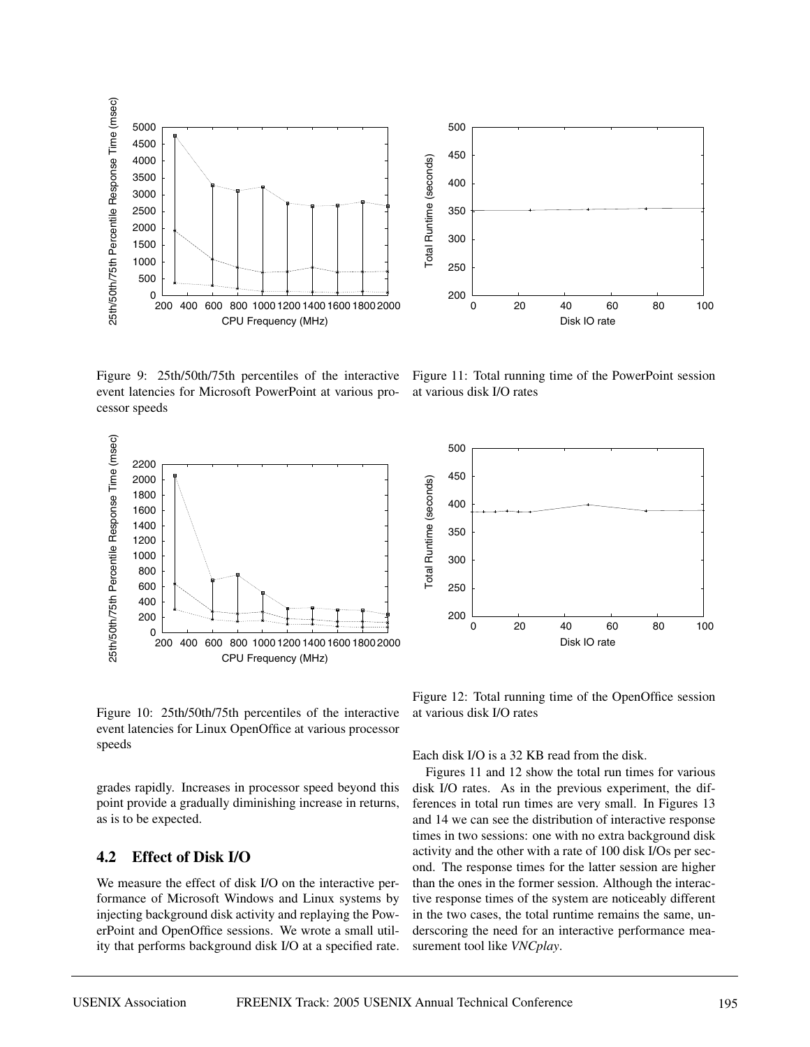Figure 9: 25th/50th/75th percentiles of the interactive event latencies for Microsoft PowerPoint at various processor speeds

Figure 11: Total running time of the PowerPoint session at various disk I/O rates

Figure 10: 25th/50th/75th percentiles of the interactive event latencies for Linux OpenOffice at various processor speeds

Figure 12: Total running time of the OpenOffice session at various disk I/O rates

grades rapidly. Increases in processor speed beyond this point provide a gradually diminishing increase in returns, as is to be expected.

## 4.2 Effect of Disk I/O

We measure the effect of disk I/O on the interactive performance of Microsoft Windows and Linux systems by injecting background disk activity and replaying the PowerPoint and OpenOffice sessions. We wrote a small utility that performs background disk I/O at a specified rate. Each disk I/O is a 32 KB read from the disk.

Figures 11 and 12 show the total run times for various disk I/O rates. As in the previous experiment, the differences in total run times are very small. In Figures 13 and 14 we can see the distribution of interactive response times in two sessions: one with no extra background disk activity and the other with a rate of 100 disk I/Os per second. The response times for the latter session are higher than the ones in the former session. Although the interactive response times of the system are noticeably different in the two cases, the total runtime remains the same, underscoring the need for an interactive performance measurement tool like *VNCplay*.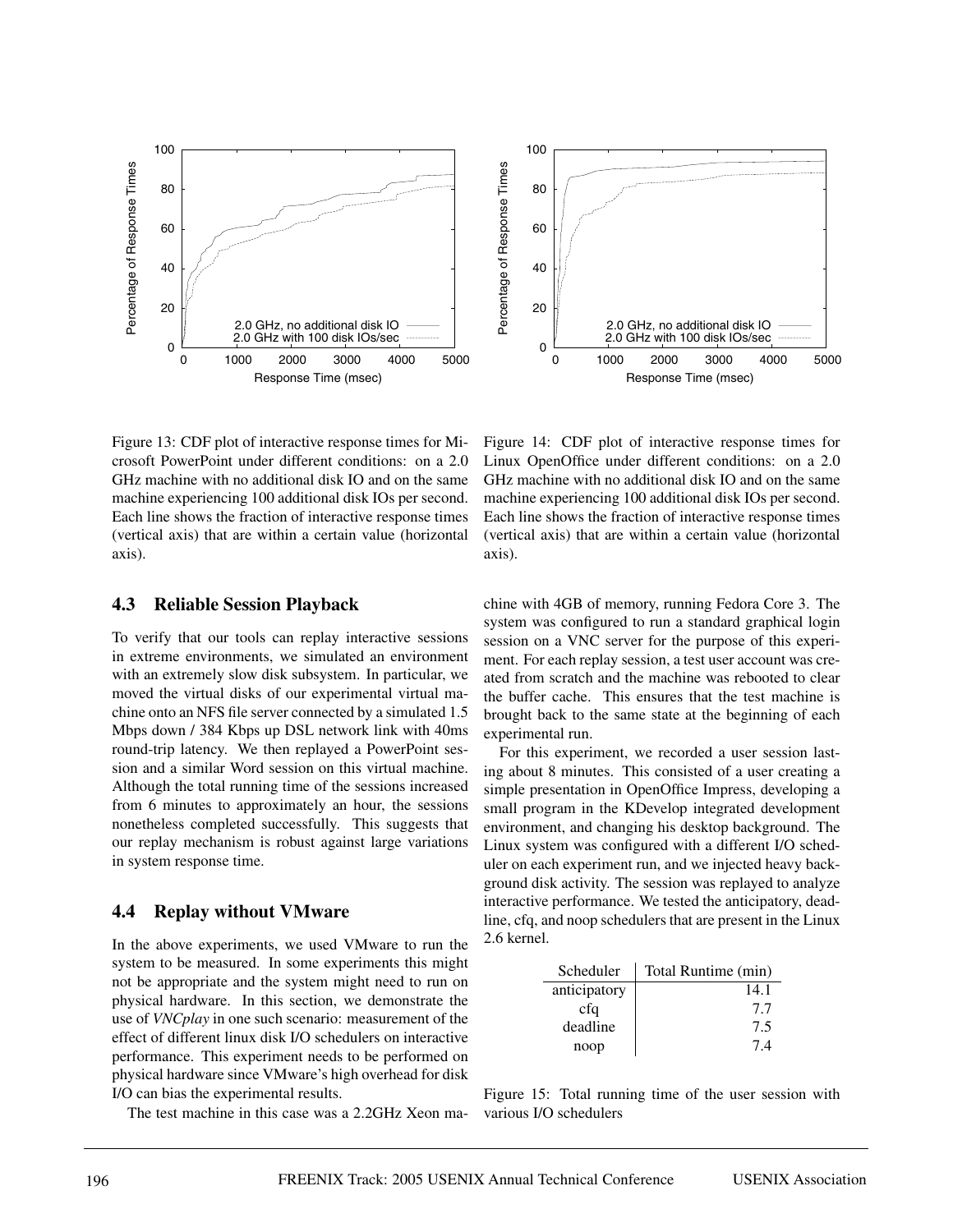Figure 13: CDF plot of interactive response times for Microsoft PowerPoint under different conditions: on a 2.0 GHz machine with no additional disk IO and on the same machine experiencing 100 additional disk IOs per second. Each line shows the fraction of interactive response times (vertical axis) that are within a certain value (horizontal axis).

Figure 14: CDF plot of interactive response times for Linux OpenOffice under different conditions: on a 2.0 GHz machine with no additional disk IO and on the same machine experiencing 100 additional disk IOs per second. Each line shows the fraction of interactive response times (vertical axis) that are within a certain value (horizontal axis).

### 4.3 Reliable Session Playback

To verify that our tools can replay interactive sessions in extreme environments, we simulated an environment with an extremely slow disk subsystem. In particular, we moved the virtual disks of our experimental virtual machine onto an NFS file server connected by a simulated 1.5 Mbps down / 384 Kbps up DSL network link with 40ms round-trip latency. We then replayed a PowerPoint session and a similar Word session on this virtual machine. Although the total running time of the sessions increased from 6 minutes to approximately an hour, the sessions nonetheless completed successfully. This suggests that our replay mechanism is robust against large variations in system response time.

### 4.4 Replay without VMware

In the above experiments, we used VMware to run the system to be measured. In some experiments this might not be appropriate and the system might need to run on physical hardware. In this section, we demonstrate the use of *VNCplay* in one such scenario: measurement of the effect of different linux disk I/O schedulers on interactive performance. This experiment needs to be performed on physical hardware since VMware's high overhead for disk I/O can bias the experimental results.

The test machine in this case was a 2.2GHz Xeon machine with 4GB of memory, running Fedora Core 3. The system was configured to run a standard graphical login session on a VNC server for the purpose of this experiment. For each replay session, a test user account was created from scratch and the machine was rebooted to clear the buffer cache. This ensures that the test machine is brought back to the same state at the beginning of each experimental run.

For this experiment, we recorded a user session lasting about 8 minutes. This consisted of a user creating a simple presentation in OpenOffice Impress, developing a small program in the KDevelop integrated development environment, and changing his desktop background. The Linux system was configured with a different I/O scheduler on each experiment run, and we injected heavy background disk activity. The session was replayed to analyze interactive performance. We tested the anticipatory, deadline, cfq, and noop schedulers that are present in the Linux 2.6 kernel.

| Scheduler | Total Runtime (min) |
|---|---|
| anticipatory | 14.1 |
| cfq | 7.7 |
| deadline | 7.5 |
| noop | 7.4 |

Figure 15: Total running time of the user session with various I/O schedulers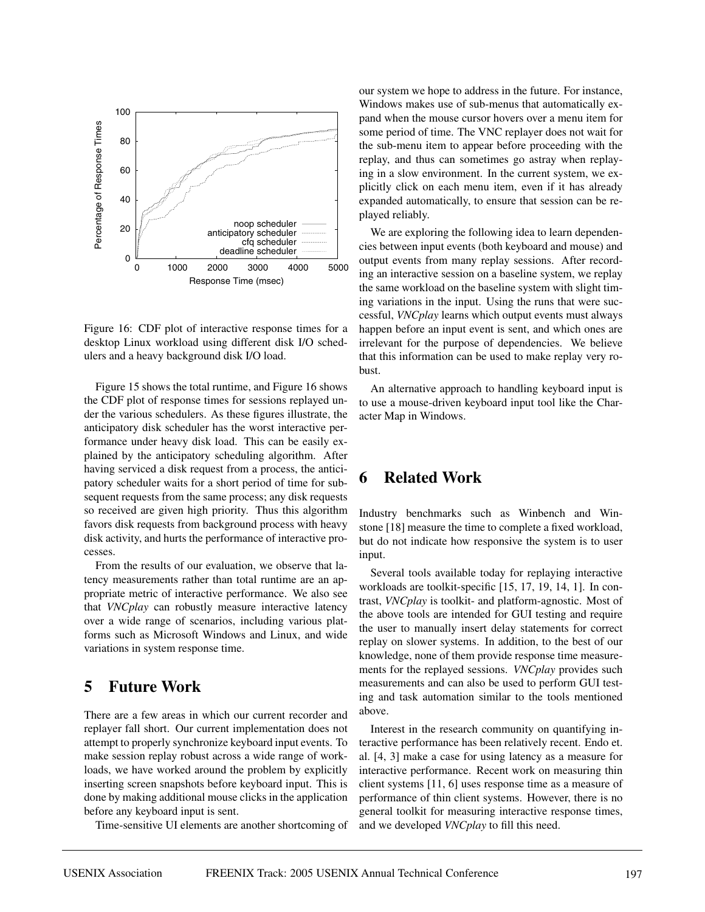Figure 16: CDF plot of interactive response times for a desktop Linux workload using different disk I/O schedulers and a heavy background disk I/O load.

Figure 15 shows the total runtime, and Figure 16 shows the CDF plot of response times for sessions replayed under the various schedulers. As these figures illustrate, the anticipatory disk scheduler has the worst interactive performance under heavy disk load. This can be easily explained by the anticipatory scheduling algorithm. After having serviced a disk request from a process, the anticipatory scheduler waits for a short period of time for subsequent requests from the same process; any disk requests so received are given high priority. Thus this algorithm favors disk requests from background process with heavy disk activity, and hurts the performance of interactive processes.

From the results of our evaluation, we observe that latency measurements rather than total runtime are an appropriate metric of interactive performance. We also see that *VNCplay* can robustly measure interactive latency over a wide range of scenarios, including various platforms such as Microsoft Windows and Linux, and wide variations in system response time.

## 5 Future Work

There are a few areas in which our current recorder and replayer fall short. Our current implementation does not attempt to properly synchronize keyboard input events. To make session replay robust across a wide range of workloads, we have worked around the problem by explicitly inserting screen snapshots before keyboard input. This is done by making additional mouse clicks in the application before any keyboard input is sent.

Time-sensitive UI elements are another shortcoming of our system we hope to address in the future. For instance, Windows makes use of sub-menus that automatically expand when the mouse cursor hovers over a menu item for some period of time. The VNC replayer does not wait for the sub-menu item to appear before proceeding with the replay, and thus can sometimes go astray when replaying in a slow environment. In the current system, we explicitly click on each menu item, even if it has already expanded automatically, to ensure that session can be replayed reliably.

We are exploring the following idea to learn dependencies between input events (both keyboard and mouse) and output events from many replay sessions. After recording an interactive session on a baseline system, we replay the same workload on the baseline system with slight timing variations in the input. Using the runs that were successful, *VNCplay* learns which output events must always happen before an input event is sent, and which ones are irrelevant for the purpose of dependencies. We believe that this information can be used to make replay very robust.

An alternative approach to handling keyboard input is to use a mouse-driven keyboard input tool like the Character Map in Windows.

## 6 Related Work

Industry benchmarks such as Winbench and Winstone [18] measure the time to complete a fixed workload, but do not indicate how responsive the system is to user input.

Several tools available today for replaying interactive workloads are toolkit-specific [15, 17, 19, 14, 1]. In contrast, *VNCplay* is toolkit- and platform-agnostic. Most of the above tools are intended for GUI testing and require the user to manually insert delay statements for correct replay on slower systems. In addition, to the best of our knowledge, none of them provide response time measurements for the replayed sessions. *VNCplay* provides such measurements and can also be used to perform GUI testing and task automation similar to the tools mentioned above.

Interest in the research community on quantifying interactive performance has been relatively recent. Endo et. al. [4, 3] make a case for using latency as a measure for interactive performance. Recent work on measuring thin client systems [11, 6] uses response time as a measure of performance of thin client systems. However, there is no general toolkit for measuring interactive response times, and we developed *VNCplay* to fill this need.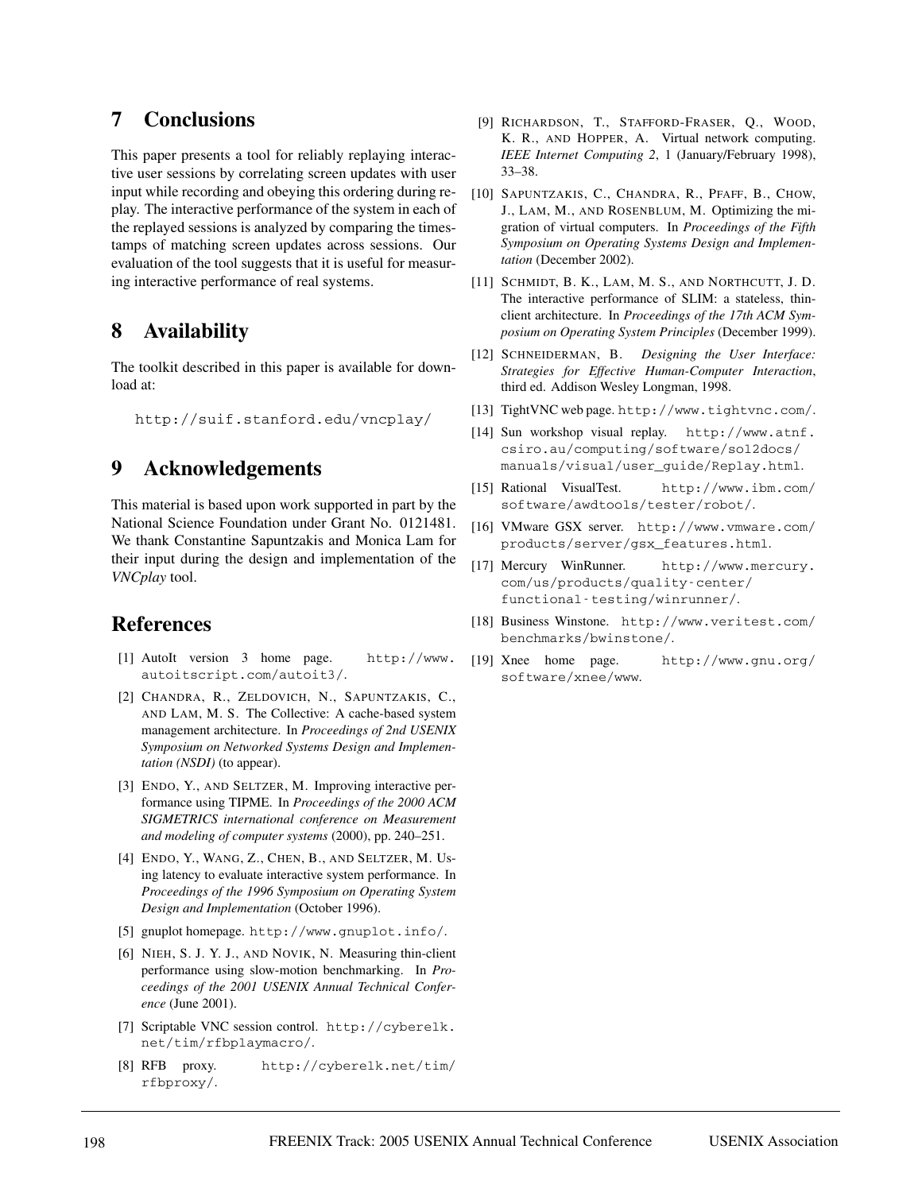## 7 Conclusions

This paper presents a tool for reliably replaying interactive user sessions by correlating screen updates with user input while recording and obeying this ordering during replay. The interactive performance of the system in each of the replayed sessions is analyzed by comparing the timestamps of matching screen updates across sessions. Our evaluation of the tool suggests that it is useful for measuring interactive performance of real systems.

## 8 Availability

The toolkit described in this paper is available for download at:

```
http://suif.stanford.edu/vncplay/
```

## 9 Acknowledgements

This material is based upon work supported in part by the National Science Foundation under Grant No. 0121481. We thank Constantine Sapuntzakis and Monica Lam for their input during the design and implementation of the *VNCplay* tool.

## References

[1] AutoIt version 3 home page. http://www.autoitscript.com/autoit3/.

[2] CHANDRA, R., ZELDOVICH, N., SAPUNTZAKIS, C., AND LAM, M. S. The Collective: A cache-based system management architecture. In *Proceedings of 2nd USENIX Symposium on Networked Systems Design and Implementation (NSDI)* (to appear).

[3] ENDO, Y., AND SELTZER, M. Improving interactive performance using TIPME. In *Proceedings of the 2000 ACM SIGMETRICS international conference on Measurement and modeling of computer systems* (2000), pp. 240–251.

[4] ENDO, Y., WANG, Z., CHEN, B., AND SELTZER, M. Using latency to evaluate interactive system performance. In *Proceedings of the 1996 Symposium on Operating System Design and Implementation* (October 1996).

[5] gnuplot homepage. http://www.gnuplot.info/.

[6] NIEH, S. J. Y. J., AND NOVIK, N. Measuring thin-client performance using slow-motion benchmarking. In *Proceedings of the 2001 USENIX Annual Technical Conference* (June 2001).

[7] Scriptable VNC session control. http://cyberelk.net/tim/rfbplaymacro/.

[8] RFB proxy. http://cyberelk.net/tim/rfbproxy/.

[9] RICHARDSON, T., STAFFORD-FRASER, Q., WOOD, K. R., AND HOPPER, A. Virtual network computing. *IEEE Internet Computing 2*, 1 (January/February 1998), 33–38.

[10] SAPUNTZAKIS, C., CHANDRA, R., PFAFF, B., CHOW, J., LAM, M., AND ROSENBLUM, M. Optimizing the migration of virtual computers. In *Proceedings of the Fifth Symposium on Operating Systems Design and Implementation* (December 2002).

[11] SCHMIDT, B. K., LAM, M. S., AND NORTHCUTT, J. D. The interactive performance of SLIM: a stateless, thin-client architecture. In *Proceedings of the 17th ACM Symposium on Operating System Principles* (December 1999).

[12] SCHNEIDERMAN, B. *Designing the User Interface: Strategies for Effective Human-Computer Interaction*, third ed. Addison Wesley Longman, 1998.

[13] TightVNC web page. http://www.tightvnc.com/.

[14] Sun workshop visual replay. http://www.atnf.csiro.au/computing/software/sol2docs/manuals/visual/user_guide/Replay.html.

[15] Rational VisualTest. http://www.ibm.com/software/awdtools/tester/robot/.

[16] VMware GSX server. http://www.vmware.com/products/server/gsx_features.html.

[17] Mercury WinRunner. http://www.mercury.com/us/products/quality-center/functional-testing/winrunner/.

[18] Business Winstone. http://www.veritest.com/benchmarks/bwinstone/.

[19] Xnee home page. http://www.gnu.org/software/xnee/www.